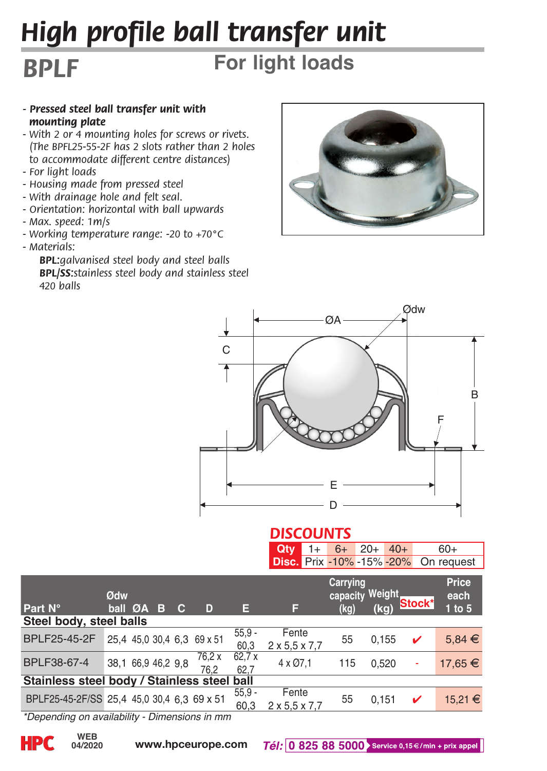# High profile ball transfer unit

## BPLF

## For light loads

- ***Pressed steel ball transfer unit with mounting plate***
- *With 2 or 4 mounting holes for screws or rivets. (The BPFL25-55-2F has 2 slots rather than 2 holes to accommodate different centre distances)*
- *For light loads*
- *Housing made from pressed steel*
- *With drainage hole and felt seal.*
- *Orientation: horizontal with ball upwards*
- *Max. speed: 1m/s*
- *Working temperature range: -20 to +70°C*
- *Materials:*
  - ***BPL:****galvanised steel body and steel balls*
  - ***BPL/SS:****stainless steel body and stainless steel 420 balls*

## DISCOUNTS

| Qty | 1+ | 6+ | 20+ | 40+ | 60+ |
|---|---|---|---|---|---|
| Disc. | Prix | -10% | -15% | -20% | On request |

| Part N° | Ødw ball | ØA | B | C | D | E | F | Carrying capacity (kg) | Weight (kg) | Stock* | Price each 1 to 5 |
|---|---|---|---|---|---|---|---|---|---|---|---|
| **Steel body, steel balls** | | | | | | | | | | | |
| BPLF25-45-2F | 25,4 | 45,0 | 30,4 | 6,3 | 69 x 51 | 55,9 - 60,3 | Fente 2 x 5,5 x 7,7 | 55 | 0,155 | ✔ | 5,84 € |
| BPLF38-67-4 | 38,1 | 66,9 | 46,2 | 9,8 | 76,2 x 76,2 | 62,7 x 62,7 | 4 x Ø7,1 | 115 | 0,520 | - | 17,65 € |
| **Stainless steel body / Stainless steel ball** | | | | | | | | | | | |
| BPLF25-45-2F/SS | 25,4 | 45,0 | 30,4 | 6,3 | 69 x 51 | 55,9 - 60,3 | Fente 2 x 5,5 x 7,7 | 55 | 0,151 | ✔ | 15,21 € |

*\*Depending on availability - Dimensions in mm*

HPC WEB 04/2020 www.hpceurope.com *Tél:* 0 825 88 5000 Service 0,15 €/min + prix appel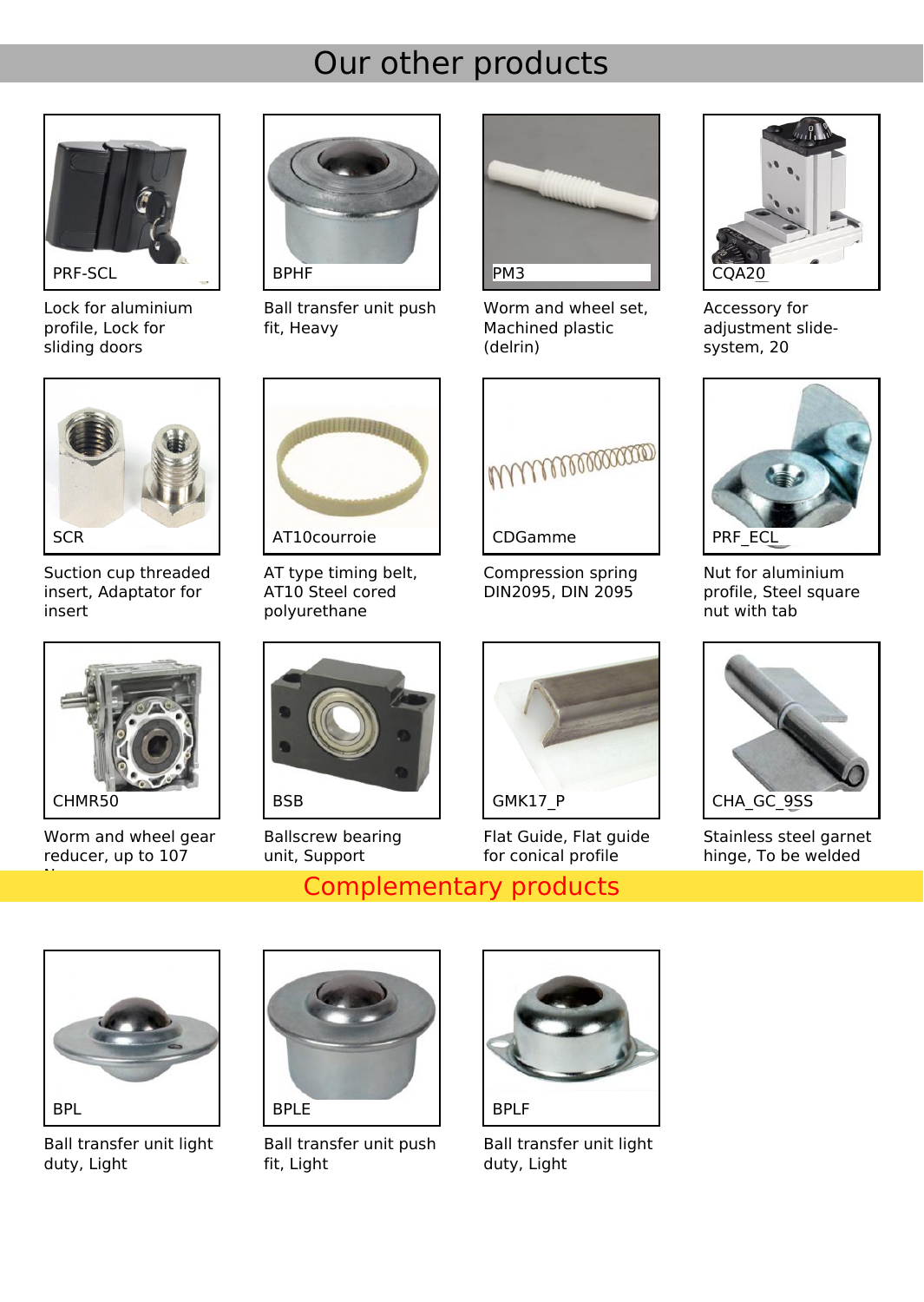# Our other products

PRF-SCL

Lock for aluminium profile, Lock for sliding doors

BPHF

Ball transfer unit push fit, Heavy

PM3

Worm and wheel set, Machined plastic (delrin)

CQA20

Accessory for adjustment slide-system, 20

SCR

Suction cup threaded insert, Adaptator for insert

AT10courroie

AT type timing belt, AT10 Steel cored polyurethane

CDGamme

Compression spring DIN2095, DIN 2095

PRF_ECL

Nut for aluminium profile, Steel square nut with tab

CHMR50

Worm and wheel gear reducer, up to 107 N...

BSB

Ballscrew bearing unit, Support

GMK17_P

Flat Guide, Flat guide for conical profile

CHA_GC_9SS

Stainless steel garnet hinge, To be welded

# Complementary products

BPL

Ball transfer unit light duty, Light

BPLE

Ball transfer unit push fit, Light

BPLF

Ball transfer unit light duty, Light